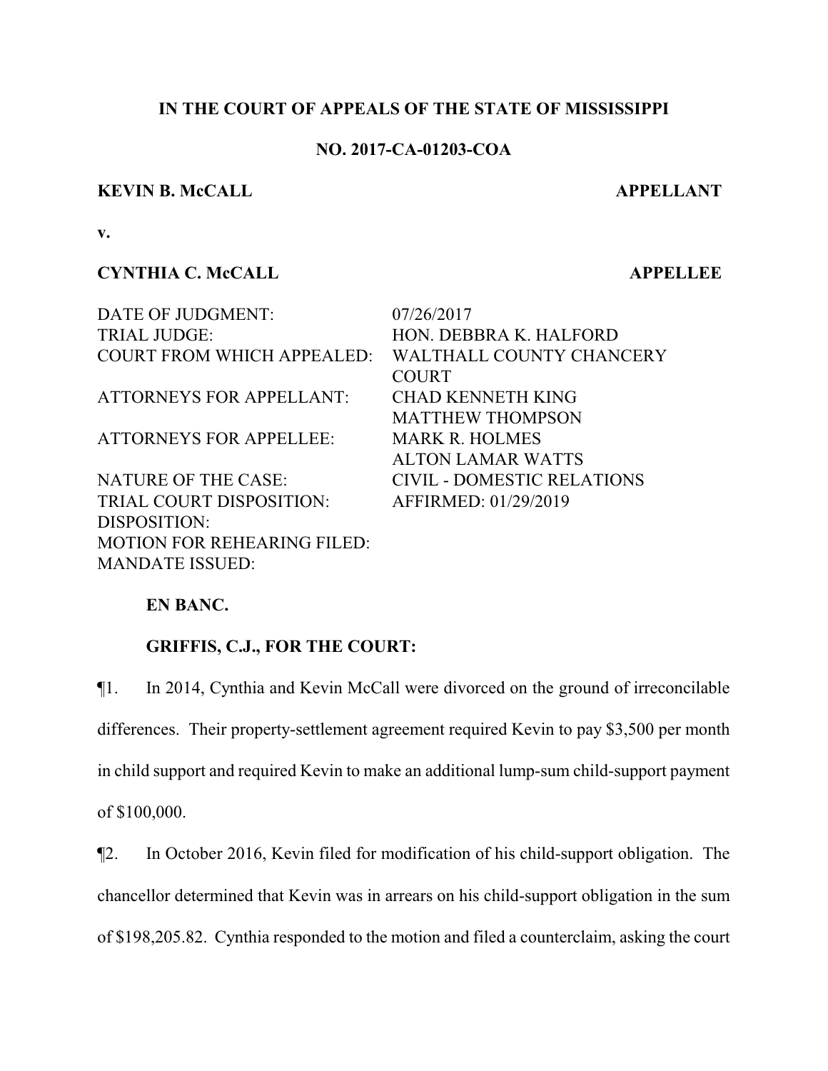**IN THE COURT OF APPEALS OF THE STATE OF MISSISSIPPI**

**NO. 2017-CA-01203-COA**

**KEVIN B. McCALL** **APPELLANT**

**v.**

**CYNTHIA C. McCALL** **APPELLEE**

| | |
|---|---|
| DATE OF JUDGMENT: | 07/26/2017 |
| TRIAL JUDGE: | HON. DEBBRA K. HALFORD |
| COURT FROM WHICH APPEALED: | WALTHALL COUNTY CHANCERY COURT |
| ATTORNEYS FOR APPELLANT: | CHAD KENNETH KING<br>MATTHEW THOMPSON |
| ATTORNEYS FOR APPELLEE: | MARK R. HOLMES<br>ALTON LAMAR WATTS |
| NATURE OF THE CASE: | CIVIL - DOMESTIC RELATIONS |
| TRIAL COURT DISPOSITION: | AFFIRMED: 01/29/2019 |
| DISPOSITION: | |
| MOTION FOR REHEARING FILED: | |
| MANDATE ISSUED: | |

**EN BANC.**

**GRIFFIS, C.J., FOR THE COURT:**

¶1. In 2014, Cynthia and Kevin McCall were divorced on the ground of irreconcilable differences. Their property-settlement agreement required Kevin to pay $3,500 per month in child support and required Kevin to make an additional lump-sum child-support payment of $100,000.

¶2. In October 2016, Kevin filed for modification of his child-support obligation. The chancellor determined that Kevin was in arrears on his child-support obligation in the sum of $198,205.82. Cynthia responded to the motion and filed a counterclaim, asking the court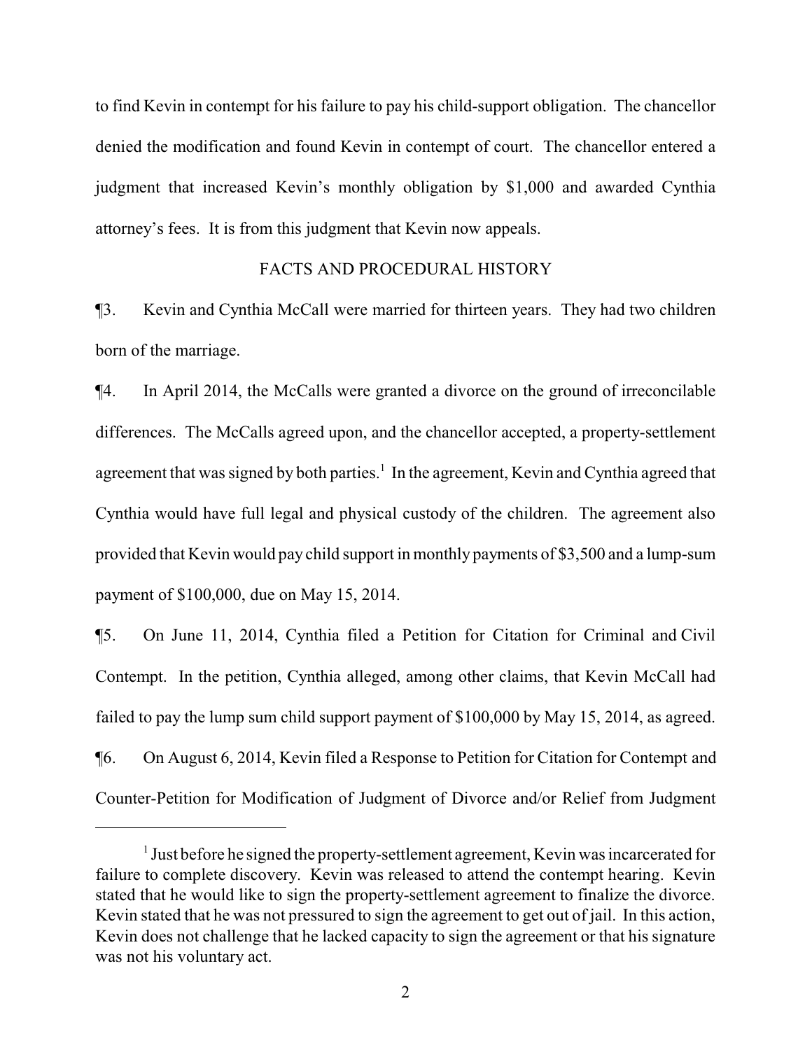to find Kevin in contempt for his failure to pay his child-support obligation. The chancellor denied the modification and found Kevin in contempt of court. The chancellor entered a judgment that increased Kevin's monthly obligation by $1,000 and awarded Cynthia attorney's fees. It is from this judgment that Kevin now appeals.

## FACTS AND PROCEDURAL HISTORY

¶3. Kevin and Cynthia McCall were married for thirteen years. They had two children born of the marriage.

¶4. In April 2014, the McCalls were granted a divorce on the ground of irreconcilable differences. The McCalls agreed upon, and the chancellor accepted, a property-settlement agreement that was signed by both parties.[1] In the agreement, Kevin and Cynthia agreed that Cynthia would have full legal and physical custody of the children. The agreement also provided that Kevin would pay child support in monthly payments of $3,500 and a lump-sum payment of $100,000, due on May 15, 2014.

¶5. On June 11, 2014, Cynthia filed a Petition for Citation for Criminal and Civil Contempt. In the petition, Cynthia alleged, among other claims, that Kevin McCall had failed to pay the lump sum child support payment of $100,000 by May 15, 2014, as agreed.

¶6. On August 6, 2014, Kevin filed a Response to Petition for Citation for Contempt and Counter-Petition for Modification of Judgment of Divorce and/or Relief from Judgment

---

[1] Just before he signed the property-settlement agreement, Kevin was incarcerated for failure to complete discovery. Kevin was released to attend the contempt hearing. Kevin stated that he would like to sign the property-settlement agreement to finalize the divorce. Kevin stated that he was not pressured to sign the agreement to get out of jail. In this action, Kevin does not challenge that he lacked capacity to sign the agreement or that his signature was not his voluntary act.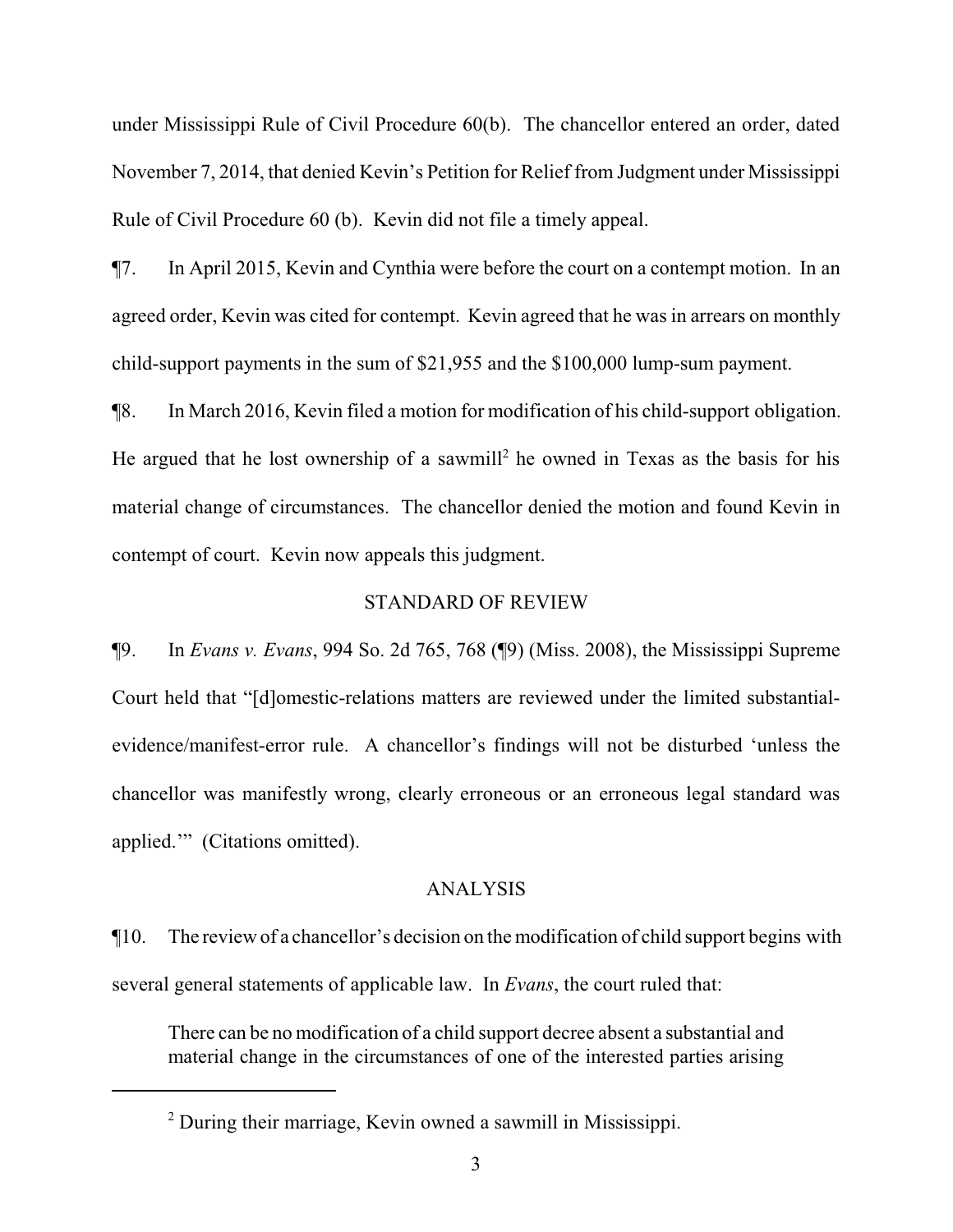under Mississippi Rule of Civil Procedure 60(b). The chancellor entered an order, dated November 7, 2014, that denied Kevin's Petition for Relief from Judgment under Mississippi Rule of Civil Procedure 60 (b). Kevin did not file a timely appeal.

¶7. In April 2015, Kevin and Cynthia were before the court on a contempt motion. In an agreed order, Kevin was cited for contempt. Kevin agreed that he was in arrears on monthly child-support payments in the sum of $21,955 and the $100,000 lump-sum payment.

¶8. In March 2016, Kevin filed a motion for modification of his child-support obligation. He argued that he lost ownership of a sawmill[2] he owned in Texas as the basis for his material change of circumstances. The chancellor denied the motion and found Kevin in contempt of court. Kevin now appeals this judgment.

## STANDARD OF REVIEW

¶9. In *Evans v. Evans*, 994 So. 2d 765, 768 (¶9) (Miss. 2008), the Mississippi Supreme Court held that "[d]omestic-relations matters are reviewed under the limited substantial-evidence/manifest-error rule. A chancellor's findings will not be disturbed 'unless the chancellor was manifestly wrong, clearly erroneous or an erroneous legal standard was applied.'" (Citations omitted).

## ANALYSIS

¶10. The review of a chancellor's decision on the modification of child support begins with several general statements of applicable law. In *Evans*, the court ruled that:

> There can be no modification of a child support decree absent a substantial and material change in the circumstances of one of the interested parties arising

[2] During their marriage, Kevin owned a sawmill in Mississippi.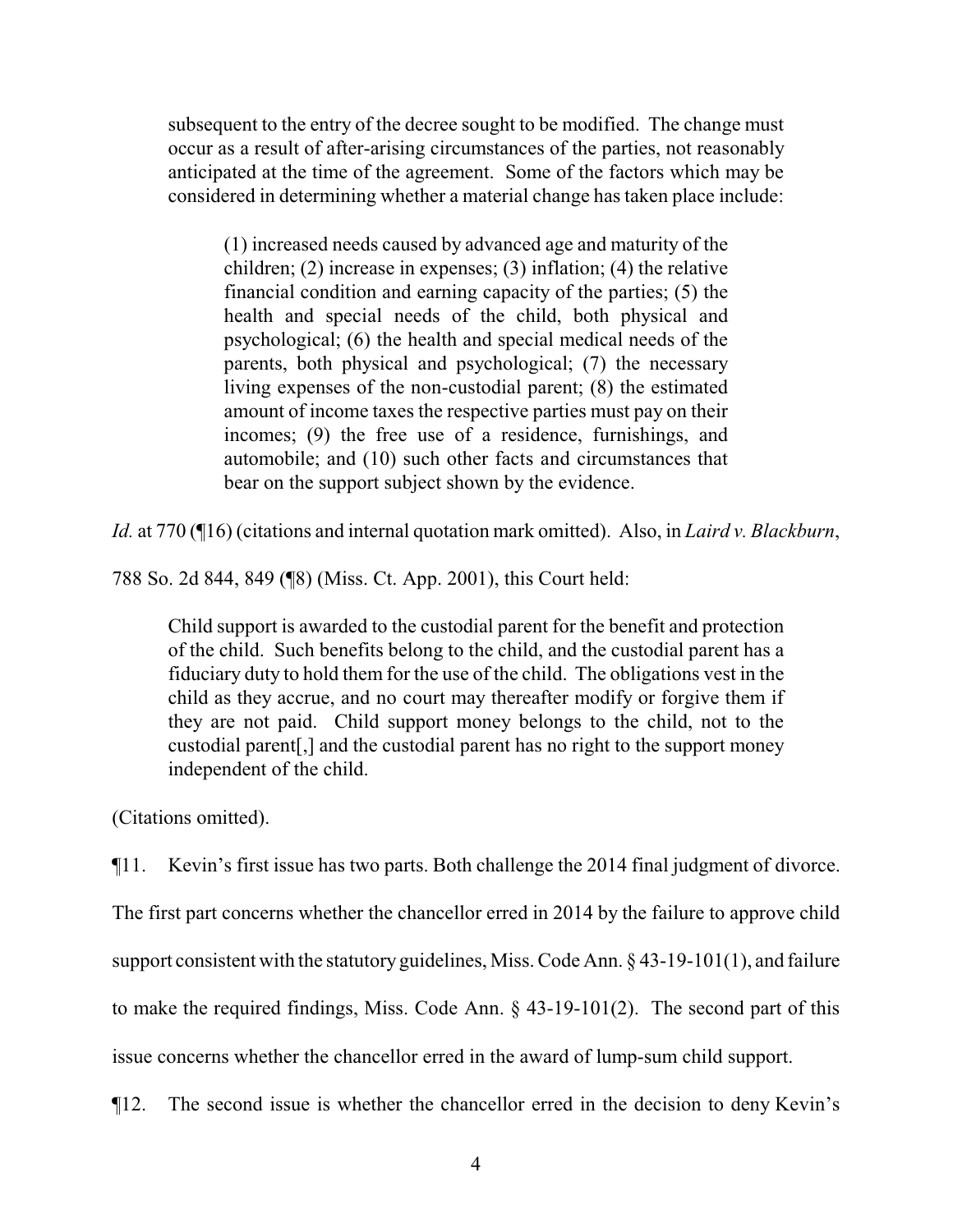> subsequent to the entry of the decree sought to be modified. The change must occur as a result of after-arising circumstances of the parties, not reasonably anticipated at the time of the agreement. Some of the factors which may be considered in determining whether a material change has taken place include:
>
> > (1) increased needs caused by advanced age and maturity of the children; (2) increase in expenses; (3) inflation; (4) the relative financial condition and earning capacity of the parties; (5) the health and special needs of the child, both physical and psychological; (6) the health and special medical needs of the parents, both physical and psychological; (7) the necessary living expenses of the non-custodial parent; (8) the estimated amount of income taxes the respective parties must pay on their incomes; (9) the free use of a residence, furnishings, and automobile; and (10) such other facts and circumstances that bear on the support subject shown by the evidence.

*Id.* at 770 (¶16) (citations and internal quotation mark omitted). Also, in *Laird v. Blackburn*, 788 So. 2d 844, 849 (¶8) (Miss. Ct. App. 2001), this Court held:

> Child support is awarded to the custodial parent for the benefit and protection of the child. Such benefits belong to the child, and the custodial parent has a fiduciary duty to hold them for the use of the child. The obligations vest in the child as they accrue, and no court may thereafter modify or forgive them if they are not paid. Child support money belongs to the child, not to the custodial parent[,] and the custodial parent has no right to the support money independent of the child.

(Citations omitted).

¶11. Kevin's first issue has two parts. Both challenge the 2014 final judgment of divorce. The first part concerns whether the chancellor erred in 2014 by the failure to approve child support consistent with the statutory guidelines, Miss. Code Ann. § 43-19-101(1), and failure to make the required findings, Miss. Code Ann. § 43-19-101(2). The second part of this issue concerns whether the chancellor erred in the award of lump-sum child support.

¶12. The second issue is whether the chancellor erred in the decision to deny Kevin's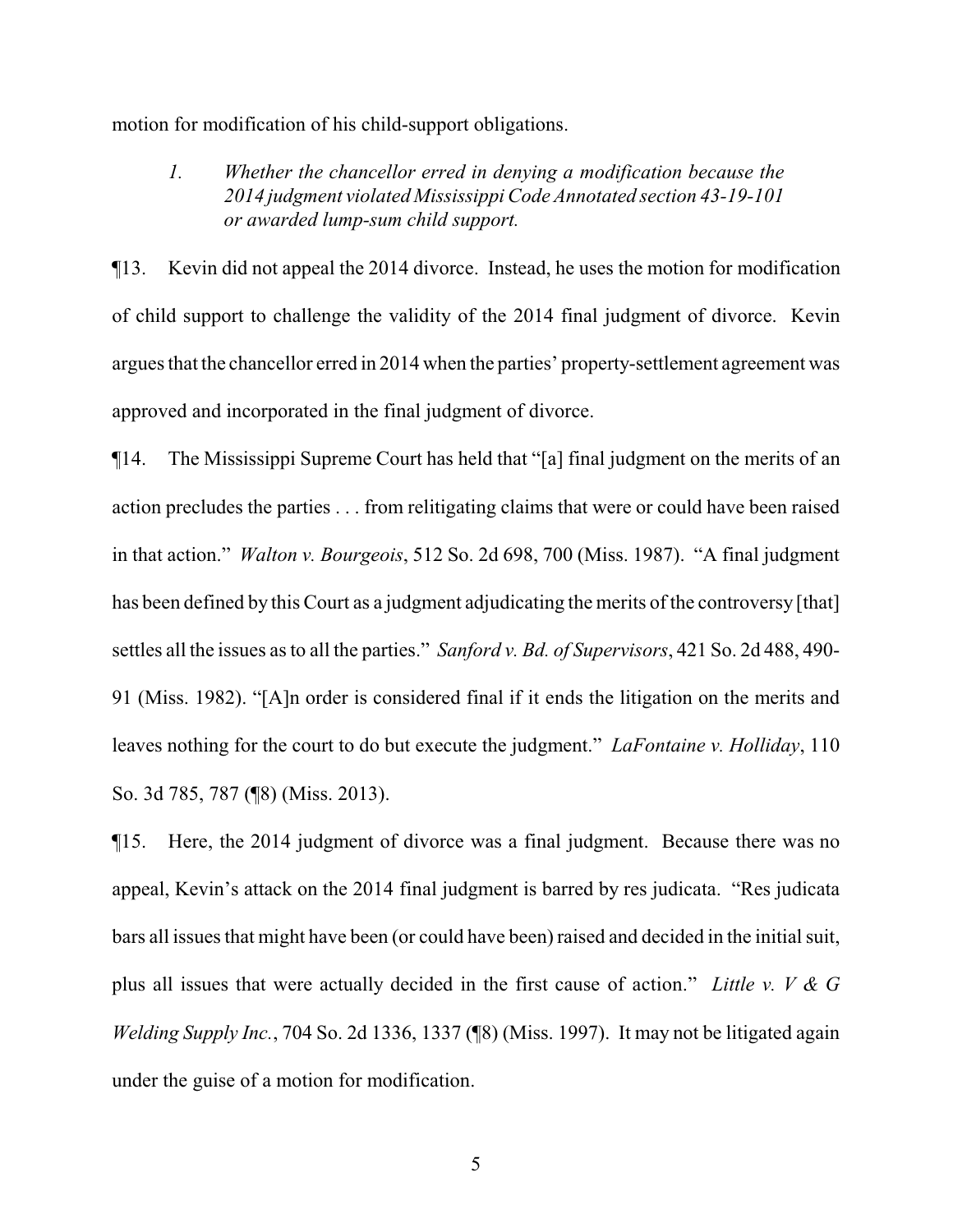motion for modification of his child-support obligations.

> *1. Whether the chancellor erred in denying a modification because the 2014 judgment violated Mississippi Code Annotated section 43-19-101 or awarded lump-sum child support.*

¶13. Kevin did not appeal the 2014 divorce. Instead, he uses the motion for modification of child support to challenge the validity of the 2014 final judgment of divorce. Kevin argues that the chancellor erred in 2014 when the parties' property-settlement agreement was approved and incorporated in the final judgment of divorce.

¶14. The Mississippi Supreme Court has held that "[a] final judgment on the merits of an action precludes the parties . . . from relitigating claims that were or could have been raised in that action." *Walton v. Bourgeois*, 512 So. 2d 698, 700 (Miss. 1987). "A final judgment has been defined by this Court as a judgment adjudicating the merits of the controversy [that] settles all the issues as to all the parties." *Sanford v. Bd. of Supervisors*, 421 So. 2d 488, 490-91 (Miss. 1982). "[A]n order is considered final if it ends the litigation on the merits and leaves nothing for the court to do but execute the judgment." *LaFontaine v. Holliday*, 110 So. 3d 785, 787 (¶8) (Miss. 2013).

¶15. Here, the 2014 judgment of divorce was a final judgment. Because there was no appeal, Kevin's attack on the 2014 final judgment is barred by res judicata. "Res judicata bars all issues that might have been (or could have been) raised and decided in the initial suit, plus all issues that were actually decided in the first cause of action." *Little v. V & G Welding Supply Inc.*, 704 So. 2d 1336, 1337 (¶8) (Miss. 1997). It may not be litigated again under the guise of a motion for modification.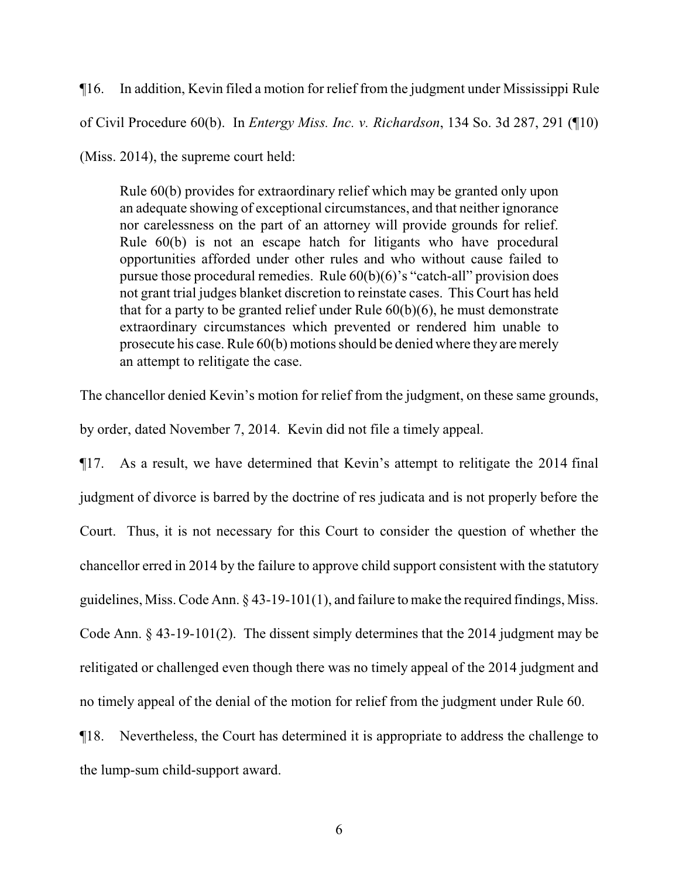¶16. In addition, Kevin filed a motion for relief from the judgment under Mississippi Rule of Civil Procedure 60(b). In *Entergy Miss. Inc. v. Richardson*, 134 So. 3d 287, 291 (¶10) (Miss. 2014), the supreme court held:

> Rule 60(b) provides for extraordinary relief which may be granted only upon an adequate showing of exceptional circumstances, and that neither ignorance nor carelessness on the part of an attorney will provide grounds for relief. Rule 60(b) is not an escape hatch for litigants who have procedural opportunities afforded under other rules and who without cause failed to pursue those procedural remedies. Rule 60(b)(6)'s "catch-all" provision does not grant trial judges blanket discretion to reinstate cases. This Court has held that for a party to be granted relief under Rule 60(b)(6), he must demonstrate extraordinary circumstances which prevented or rendered him unable to prosecute his case. Rule 60(b) motions should be denied where they are merely an attempt to relitigate the case.

The chancellor denied Kevin's motion for relief from the judgment, on these same grounds, by order, dated November 7, 2014. Kevin did not file a timely appeal.

¶17. As a result, we have determined that Kevin's attempt to relitigate the 2014 final judgment of divorce is barred by the doctrine of res judicata and is not properly before the Court. Thus, it is not necessary for this Court to consider the question of whether the chancellor erred in 2014 by the failure to approve child support consistent with the statutory guidelines, Miss. Code Ann. § 43-19-101(1), and failure to make the required findings, Miss. Code Ann. § 43-19-101(2). The dissent simply determines that the 2014 judgment may be relitigated or challenged even though there was no timely appeal of the 2014 judgment and no timely appeal of the denial of the motion for relief from the judgment under Rule 60.

¶18. Nevertheless, the Court has determined it is appropriate to address the challenge to the lump-sum child-support award.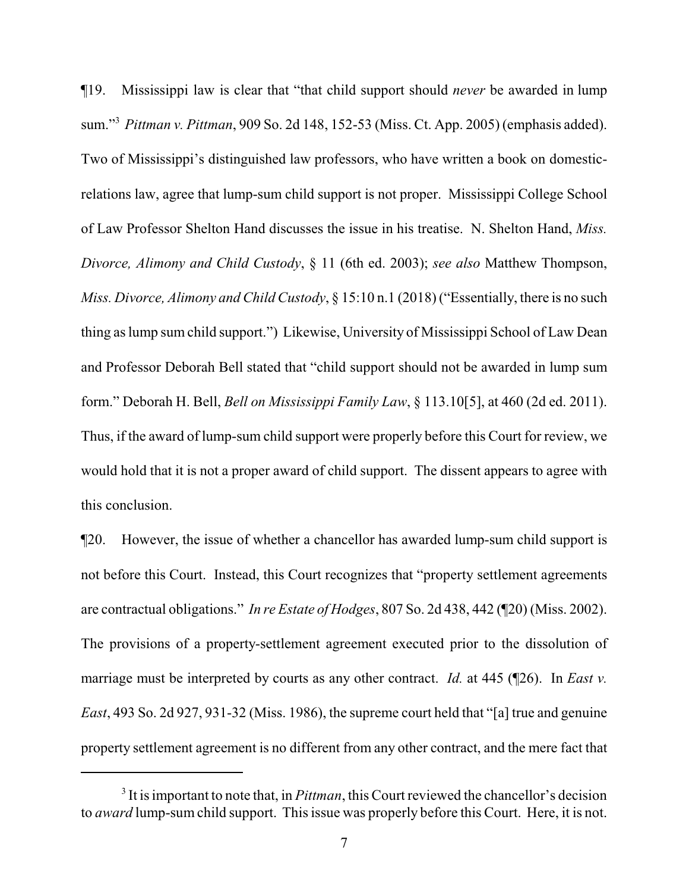¶19. Mississippi law is clear that "that child support should *never* be awarded in lump sum."[3] *Pittman v. Pittman*, 909 So. 2d 148, 152-53 (Miss. Ct. App. 2005) (emphasis added). Two of Mississippi's distinguished law professors, who have written a book on domestic-relations law, agree that lump-sum child support is not proper. Mississippi College School of Law Professor Shelton Hand discusses the issue in his treatise. N. Shelton Hand, *Miss. Divorce, Alimony and Child Custody*, § 11 (6th ed. 2003); *see also* Matthew Thompson, *Miss. Divorce, Alimony and Child Custody*, § 15:10 n.1 (2018) ("Essentially, there is no such thing as lump sum child support.") Likewise, University of Mississippi School of Law Dean and Professor Deborah Bell stated that "child support should not be awarded in lump sum form." Deborah H. Bell, *Bell on Mississippi Family Law*, § 113.10[5], at 460 (2d ed. 2011). Thus, if the award of lump-sum child support were properly before this Court for review, we would hold that it is not a proper award of child support. The dissent appears to agree with this conclusion.

¶20. However, the issue of whether a chancellor has awarded lump-sum child support is not before this Court. Instead, this Court recognizes that "property settlement agreements are contractual obligations." *In re Estate of Hodges*, 807 So. 2d 438, 442 (¶20) (Miss. 2002). The provisions of a property-settlement agreement executed prior to the dissolution of marriage must be interpreted by courts as any other contract. *Id.* at 445 (¶26). In *East v. East*, 493 So. 2d 927, 931-32 (Miss. 1986), the supreme court held that "[a] true and genuine property settlement agreement is no different from any other contract, and the mere fact that

---

[3] It is important to note that, in *Pittman*, this Court reviewed the chancellor's decision to *award* lump-sum child support. This issue was properly before this Court. Here, it is not.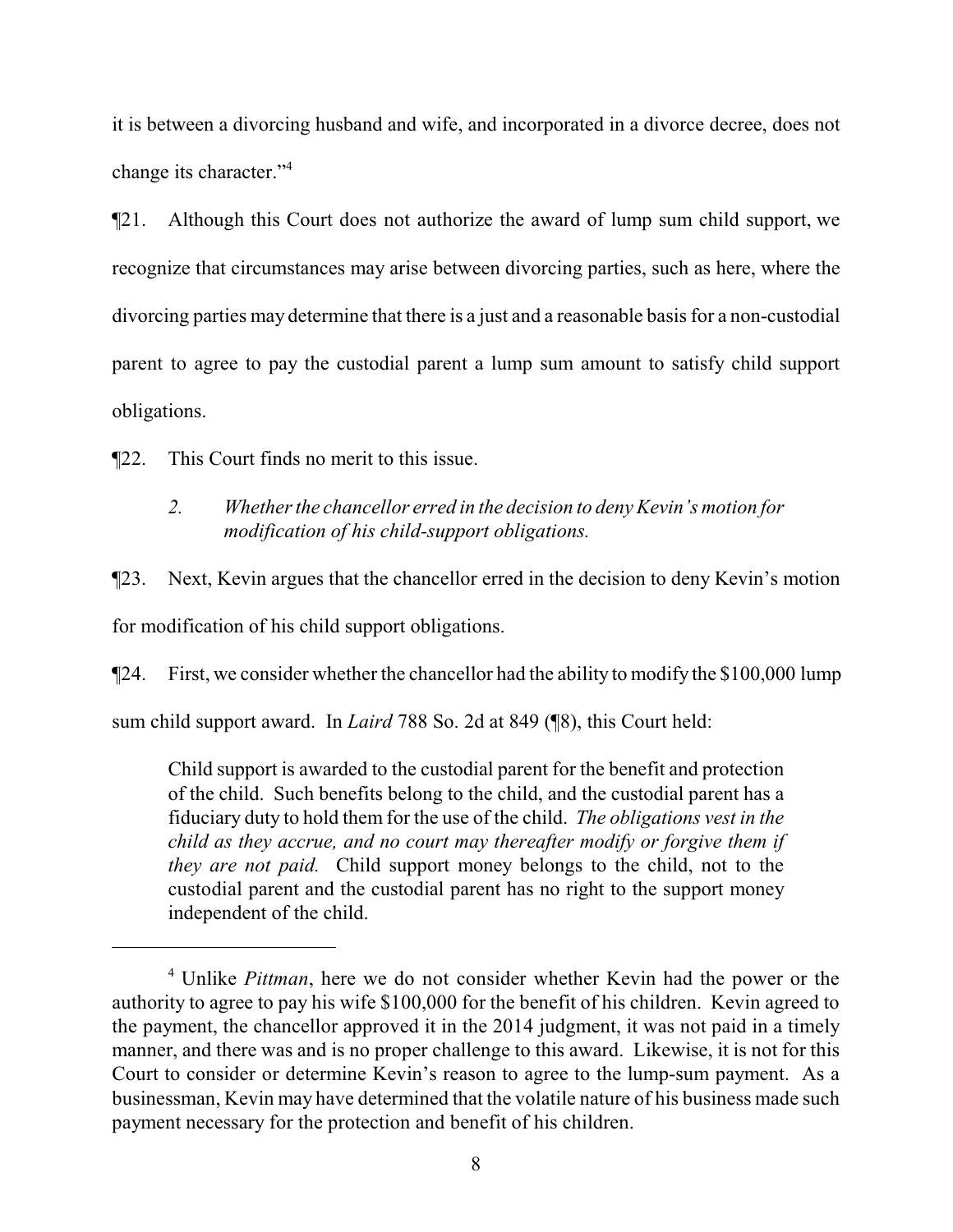it is between a divorcing husband and wife, and incorporated in a divorce decree, does not change its character."[4]

¶21. Although this Court does not authorize the award of lump sum child support, we recognize that circumstances may arise between divorcing parties, such as here, where the divorcing parties may determine that there is a just and a reasonable basis for a non-custodial parent to agree to pay the custodial parent a lump sum amount to satisfy child support obligations.

¶22. This Court finds no merit to this issue.

> *2. Whether the chancellor erred in the decision to deny Kevin's motion for modification of his child-support obligations.*

¶23. Next, Kevin argues that the chancellor erred in the decision to deny Kevin's motion for modification of his child support obligations.

¶24. First, we consider whether the chancellor had the ability to modify the $100,000 lump sum child support award. In *Laird* 788 So. 2d at 849 (¶8), this Court held:

> Child support is awarded to the custodial parent for the benefit and protection of the child. Such benefits belong to the child, and the custodial parent has a fiduciary duty to hold them for the use of the child. *The obligations vest in the child as they accrue, and no court may thereafter modify or forgive them if they are not paid.* Child support money belongs to the child, not to the custodial parent and the custodial parent has no right to the support money independent of the child.

---

[4] Unlike *Pittman*, here we do not consider whether Kevin had the power or the authority to agree to pay his wife $100,000 for the benefit of his children. Kevin agreed to the payment, the chancellor approved it in the 2014 judgment, it was not paid in a timely manner, and there was and is no proper challenge to this award. Likewise, it is not for this Court to consider or determine Kevin's reason to agree to the lump-sum payment. As a businessman, Kevin may have determined that the volatile nature of his business made such payment necessary for the protection and benefit of his children.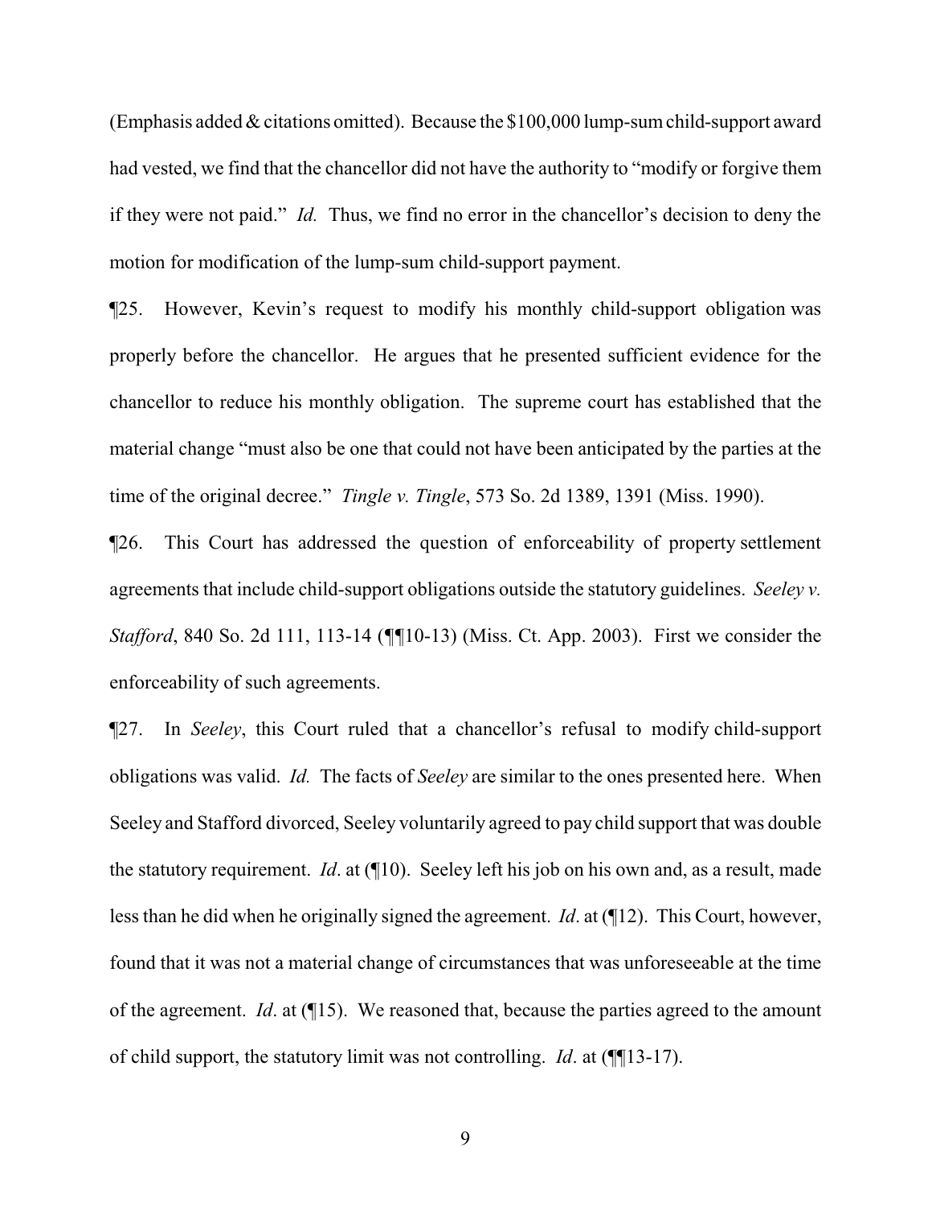(Emphasis added & citations omitted). Because the $100,000 lump-sum child-support award had vested, we find that the chancellor did not have the authority to "modify or forgive them if they were not paid." *Id.* Thus, we find no error in the chancellor's decision to deny the motion for modification of the lump-sum child-support payment.

¶25. However, Kevin's request to modify his monthly child-support obligation was properly before the chancellor. He argues that he presented sufficient evidence for the chancellor to reduce his monthly obligation. The supreme court has established that the material change "must also be one that could not have been anticipated by the parties at the time of the original decree." *Tingle v. Tingle*, 573 So. 2d 1389, 1391 (Miss. 1990).

¶26. This Court has addressed the question of enforceability of property settlement agreements that include child-support obligations outside the statutory guidelines. *Seeley v. Stafford*, 840 So. 2d 111, 113-14 (¶¶10-13) (Miss. Ct. App. 2003). First we consider the enforceability of such agreements.

¶27. In *Seeley*, this Court ruled that a chancellor's refusal to modify child-support obligations was valid. *Id.* The facts of *Seeley* are similar to the ones presented here. When Seeley and Stafford divorced, Seeley voluntarily agreed to pay child support that was double the statutory requirement. *Id*. at (¶10). Seeley left his job on his own and, as a result, made less than he did when he originally signed the agreement. *Id*. at (¶12). This Court, however, found that it was not a material change of circumstances that was unforeseeable at the time of the agreement. *Id*. at (¶15). We reasoned that, because the parties agreed to the amount of child support, the statutory limit was not controlling. *Id*. at (¶¶13-17).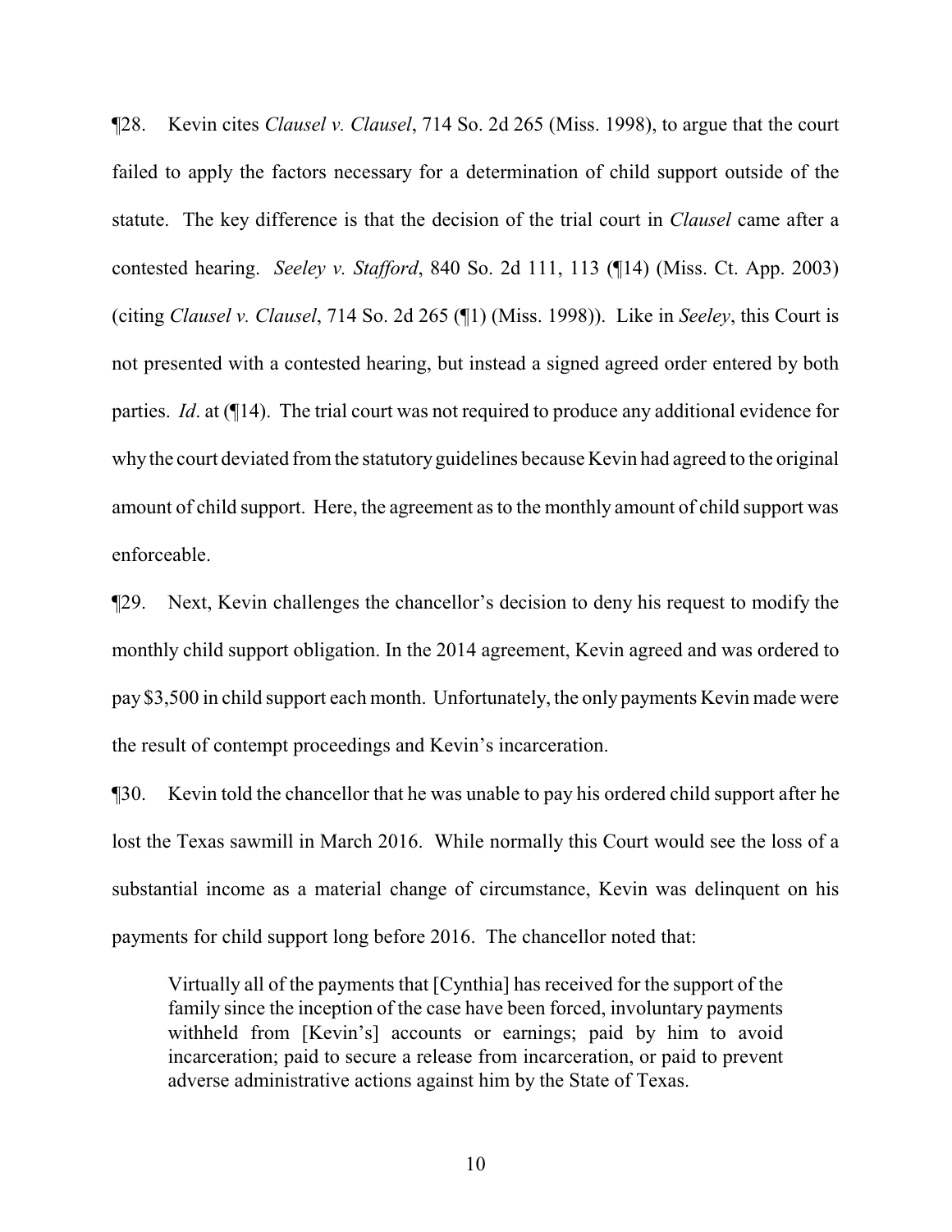¶28. Kevin cites *Clausel v. Clausel*, 714 So. 2d 265 (Miss. 1998), to argue that the court failed to apply the factors necessary for a determination of child support outside of the statute. The key difference is that the decision of the trial court in *Clausel* came after a contested hearing. *Seeley v. Stafford*, 840 So. 2d 111, 113 (¶14) (Miss. Ct. App. 2003) (citing *Clausel v. Clausel*, 714 So. 2d 265 (¶1) (Miss. 1998)). Like in *Seeley*, this Court is not presented with a contested hearing, but instead a signed agreed order entered by both parties. *Id*. at (¶14). The trial court was not required to produce any additional evidence for why the court deviated from the statutory guidelines because Kevin had agreed to the original amount of child support. Here, the agreement as to the monthly amount of child support was enforceable.

¶29. Next, Kevin challenges the chancellor's decision to deny his request to modify the monthly child support obligation. In the 2014 agreement, Kevin agreed and was ordered to pay $3,500 in child support each month. Unfortunately, the only payments Kevin made were the result of contempt proceedings and Kevin's incarceration.

¶30. Kevin told the chancellor that he was unable to pay his ordered child support after he lost the Texas sawmill in March 2016. While normally this Court would see the loss of a substantial income as a material change of circumstance, Kevin was delinquent on his payments for child support long before 2016. The chancellor noted that:

> Virtually all of the payments that [Cynthia] has received for the support of the family since the inception of the case have been forced, involuntary payments withheld from [Kevin's] accounts or earnings; paid by him to avoid incarceration; paid to secure a release from incarceration, or paid to prevent adverse administrative actions against him by the State of Texas.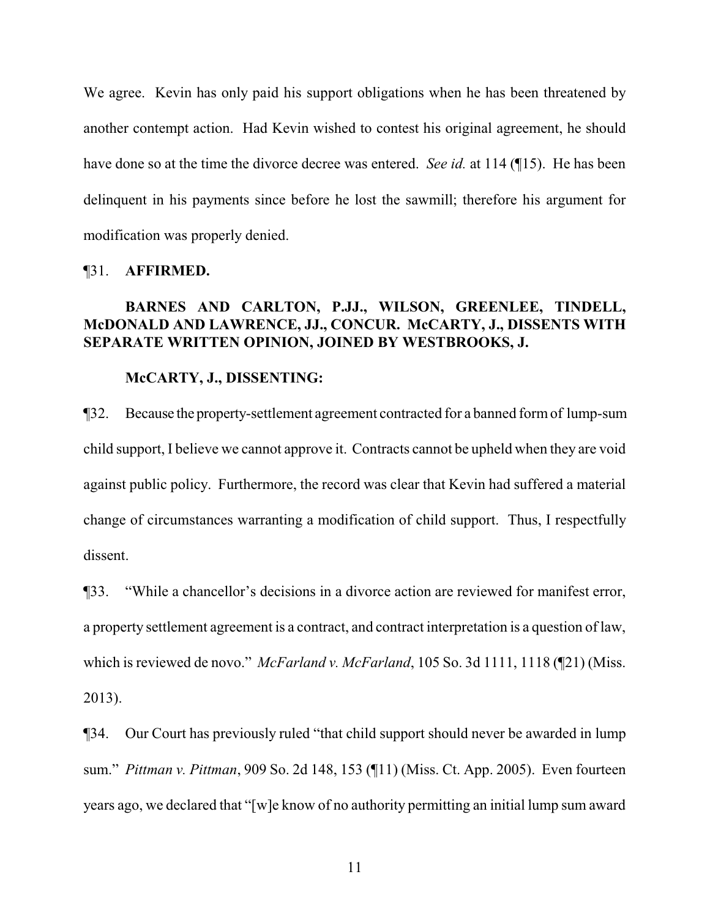We agree. Kevin has only paid his support obligations when he has been threatened by another contempt action. Had Kevin wished to contest his original agreement, he should have done so at the time the divorce decree was entered. *See id.* at 114 (¶15). He has been delinquent in his payments since before he lost the sawmill; therefore his argument for modification was properly denied.

¶31. **AFFIRMED.**

**BARNES AND CARLTON, P.JJ., WILSON, GREENLEE, TINDELL, McDONALD AND LAWRENCE, JJ., CONCUR. McCARTY, J., DISSENTS WITH SEPARATE WRITTEN OPINION, JOINED BY WESTBROOKS, J.**

**McCARTY, J., DISSENTING:**

¶32. Because the property-settlement agreement contracted for a banned form of lump-sum child support, I believe we cannot approve it. Contracts cannot be upheld when they are void against public policy. Furthermore, the record was clear that Kevin had suffered a material change of circumstances warranting a modification of child support. Thus, I respectfully dissent.

¶33. "While a chancellor's decisions in a divorce action are reviewed for manifest error, a property settlement agreement is a contract, and contract interpretation is a question of law, which is reviewed de novo." *McFarland v. McFarland*, 105 So. 3d 1111, 1118 (¶21) (Miss. 2013).

¶34. Our Court has previously ruled "that child support should never be awarded in lump sum." *Pittman v. Pittman*, 909 So. 2d 148, 153 (¶11) (Miss. Ct. App. 2005). Even fourteen years ago, we declared that "[w]e know of no authority permitting an initial lump sum award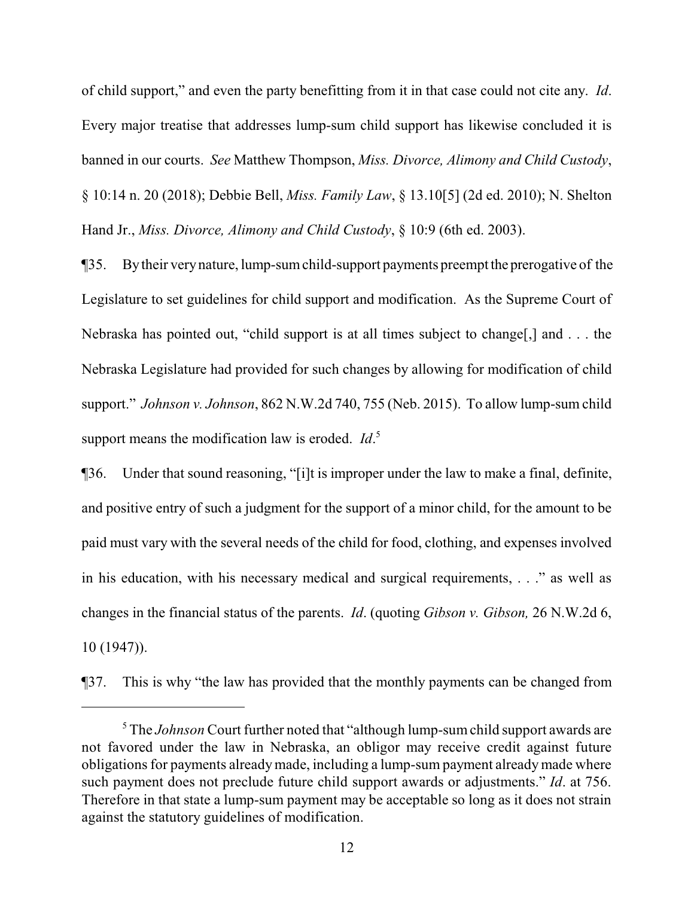of child support," and even the party benefitting from it in that case could not cite any. *Id*. Every major treatise that addresses lump-sum child support has likewise concluded it is banned in our courts. *See* Matthew Thompson, *Miss. Divorce, Alimony and Child Custody*, § 10:14 n. 20 (2018); Debbie Bell, *Miss. Family Law*, § 13.10[5] (2d ed. 2010); N. Shelton Hand Jr., *Miss. Divorce, Alimony and Child Custody*, § 10:9 (6th ed. 2003).

¶35. By their very nature, lump-sum child-support payments preempt the prerogative of the Legislature to set guidelines for child support and modification. As the Supreme Court of Nebraska has pointed out, "child support is at all times subject to change[,] and . . . the Nebraska Legislature had provided for such changes by allowing for modification of child support." *Johnson v. Johnson*, 862 N.W.2d 740, 755 (Neb. 2015). To allow lump-sum child support means the modification law is eroded. *Id*.[5]

¶36. Under that sound reasoning, "[i]t is improper under the law to make a final, definite, and positive entry of such a judgment for the support of a minor child, for the amount to be paid must vary with the several needs of the child for food, clothing, and expenses involved in his education, with his necessary medical and surgical requirements, . . ." as well as changes in the financial status of the parents. *Id*. (quoting *Gibson v. Gibson,* 26 N.W.2d 6, 10 (1947)).

¶37. This is why "the law has provided that the monthly payments can be changed from

---

[5] The *Johnson* Court further noted that "although lump-sum child support awards are not favored under the law in Nebraska, an obligor may receive credit against future obligations for payments already made, including a lump-sum payment already made where such payment does not preclude future child support awards or adjustments." *Id*. at 756. Therefore in that state a lump-sum payment may be acceptable so long as it does not strain against the statutory guidelines of modification.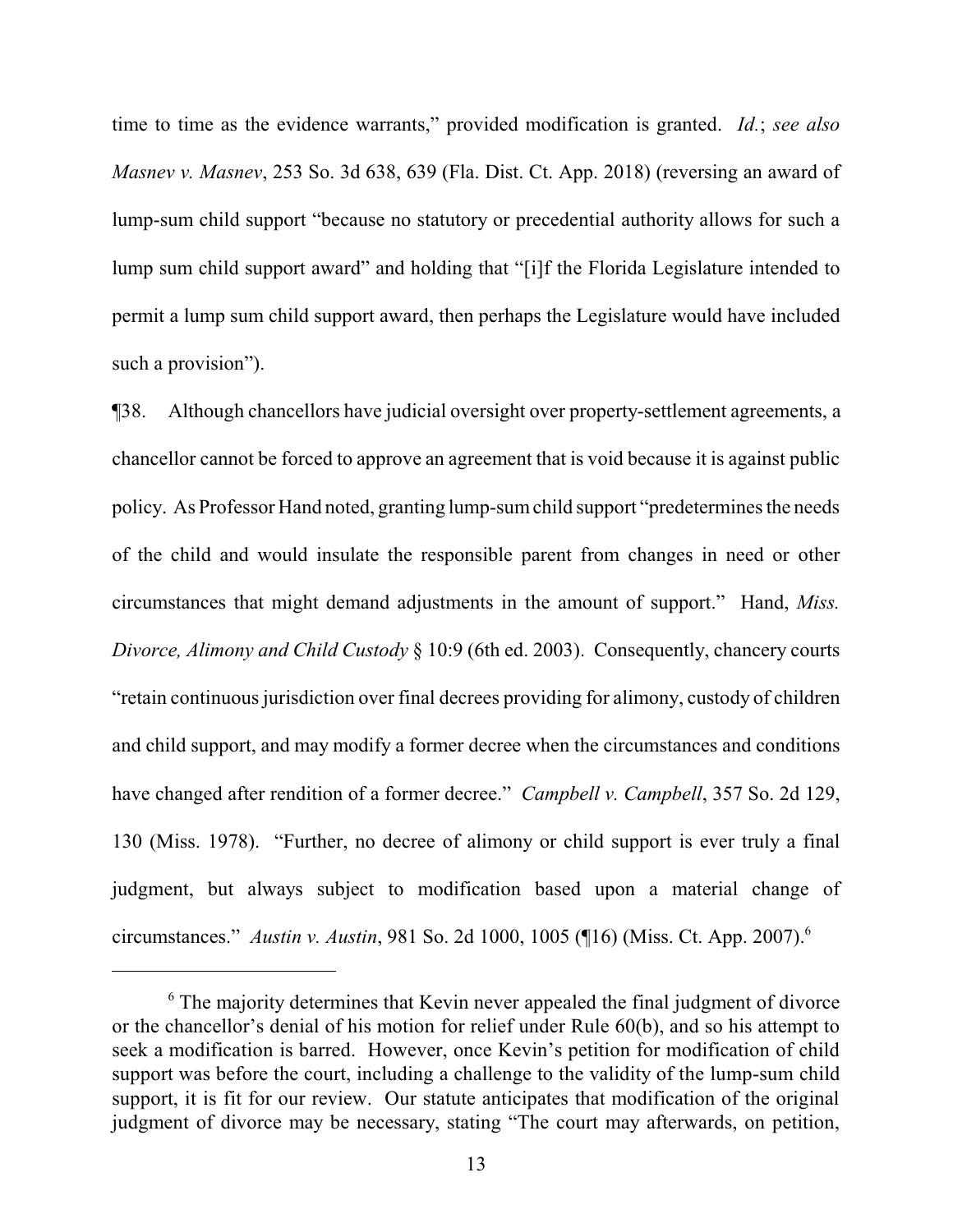time to time as the evidence warrants," provided modification is granted. *Id.*; *see also Masnev v. Masnev*, 253 So. 3d 638, 639 (Fla. Dist. Ct. App. 2018) (reversing an award of lump-sum child support "because no statutory or precedential authority allows for such a lump sum child support award" and holding that "[i]f the Florida Legislature intended to permit a lump sum child support award, then perhaps the Legislature would have included such a provision").

¶38. Although chancellors have judicial oversight over property-settlement agreements, a chancellor cannot be forced to approve an agreement that is void because it is against public policy. As Professor Hand noted, granting lump-sum child support "predetermines the needs of the child and would insulate the responsible parent from changes in need or other circumstances that might demand adjustments in the amount of support." Hand, *Miss. Divorce, Alimony and Child Custody* § 10:9 (6th ed. 2003). Consequently, chancery courts "retain continuous jurisdiction over final decrees providing for alimony, custody of children and child support, and may modify a former decree when the circumstances and conditions have changed after rendition of a former decree." *Campbell v. Campbell*, 357 So. 2d 129, 130 (Miss. 1978). "Further, no decree of alimony or child support is ever truly a final judgment, but always subject to modification based upon a material change of circumstances." *Austin v. Austin*, 981 So. 2d 1000, 1005 (¶16) (Miss. Ct. App. 2007).[6]

---

[6] The majority determines that Kevin never appealed the final judgment of divorce or the chancellor's denial of his motion for relief under Rule 60(b), and so his attempt to seek a modification is barred. However, once Kevin's petition for modification of child support was before the court, including a challenge to the validity of the lump-sum child support, it is fit for our review. Our statute anticipates that modification of the original judgment of divorce may be necessary, stating "The court may afterwards, on petition,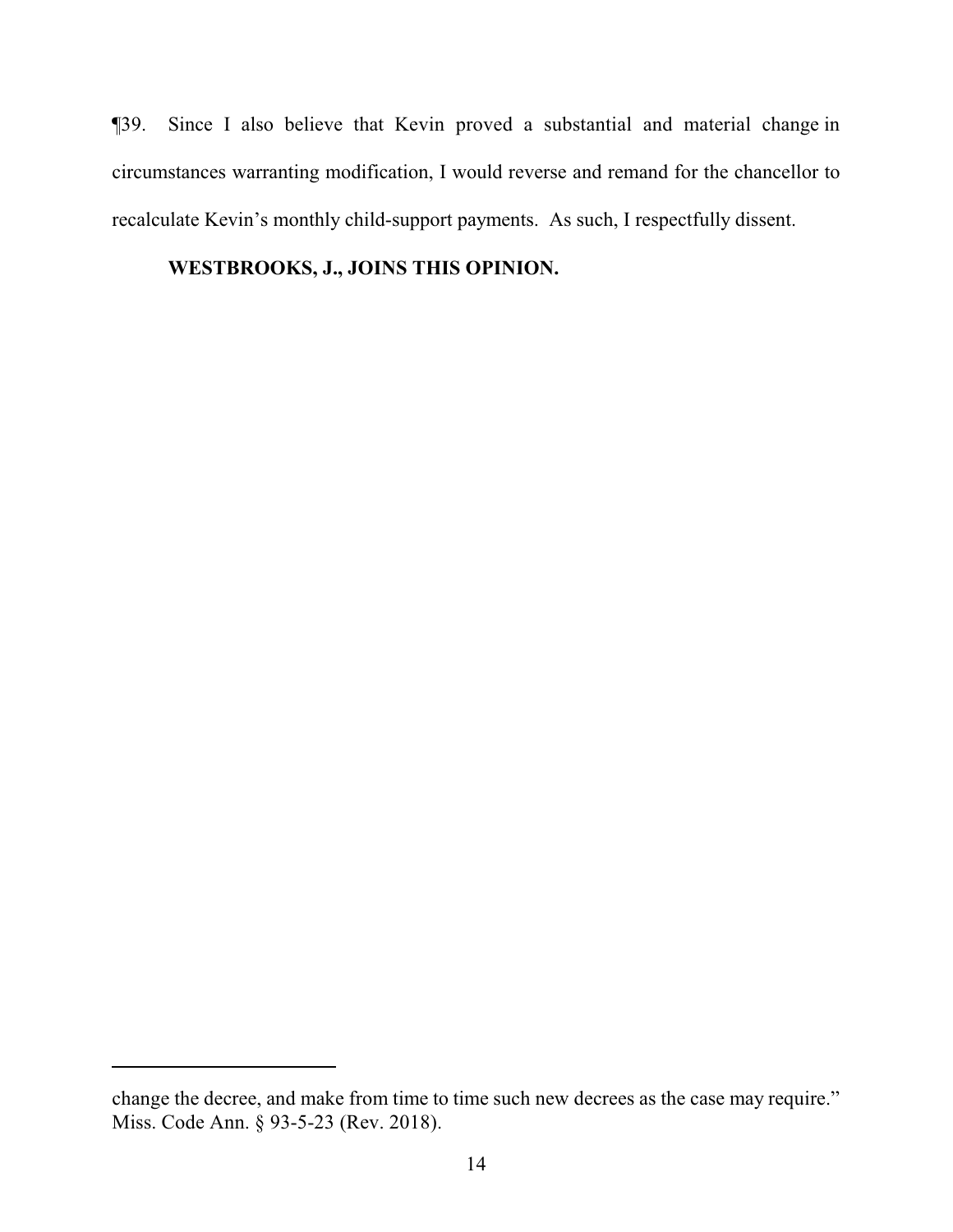¶39. Since I also believe that Kevin proved a substantial and material change in circumstances warranting modification, I would reverse and remand for the chancellor to recalculate Kevin's monthly child-support payments. As such, I respectfully dissent.

**WESTBROOKS, J., JOINS THIS OPINION.**

---

change the decree, and make from time to time such new decrees as the case may require." Miss. Code Ann. § 93-5-23 (Rev. 2018).